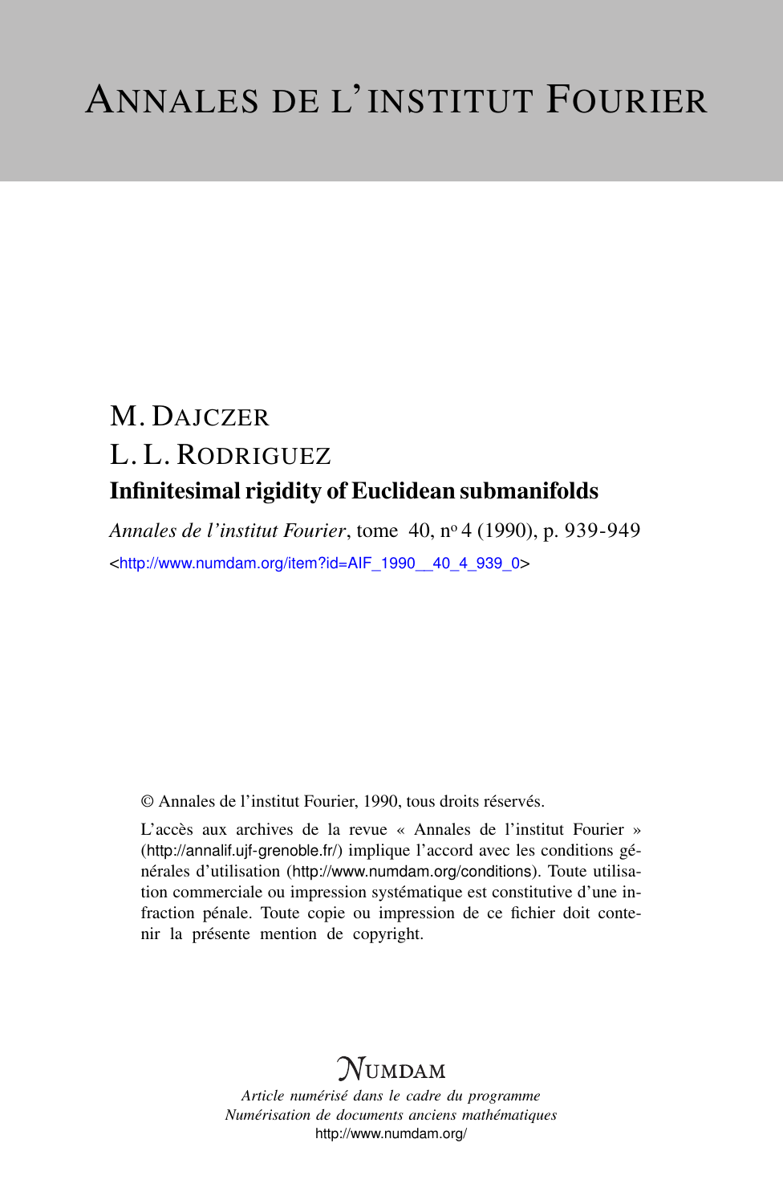# ANNALES DE L'INSTITUT FOURIER

M. DAJCZER

L. L. RODRIGUEZ

**Infinitesimal rigidity of Euclidean submanifolds**

*Annales de l'institut Fourier*, tome 40, nº 4 (1990), p. 939-949

<http://www.numdam.org/item?id=AIF_1990__40_4_939_0>

© Annales de l'institut Fourier, 1990, tous droits réservés.

L'accès aux archives de la revue « Annales de l'institut Fourier » (http://annalif.ujf-grenoble.fr/) implique l'accord avec les conditions générales d'utilisation (http://www.numdam.org/conditions). Toute utilisation commerciale ou impression systématique est constitutive d'une infraction pénale. Toute copie ou impression de ce fichier doit contenir la présente mention de copyright.

NUMDAM

*Article numérisé dans le cadre du programme*
*Numérisation de documents anciens mathématiques*
http://www.numdam.org/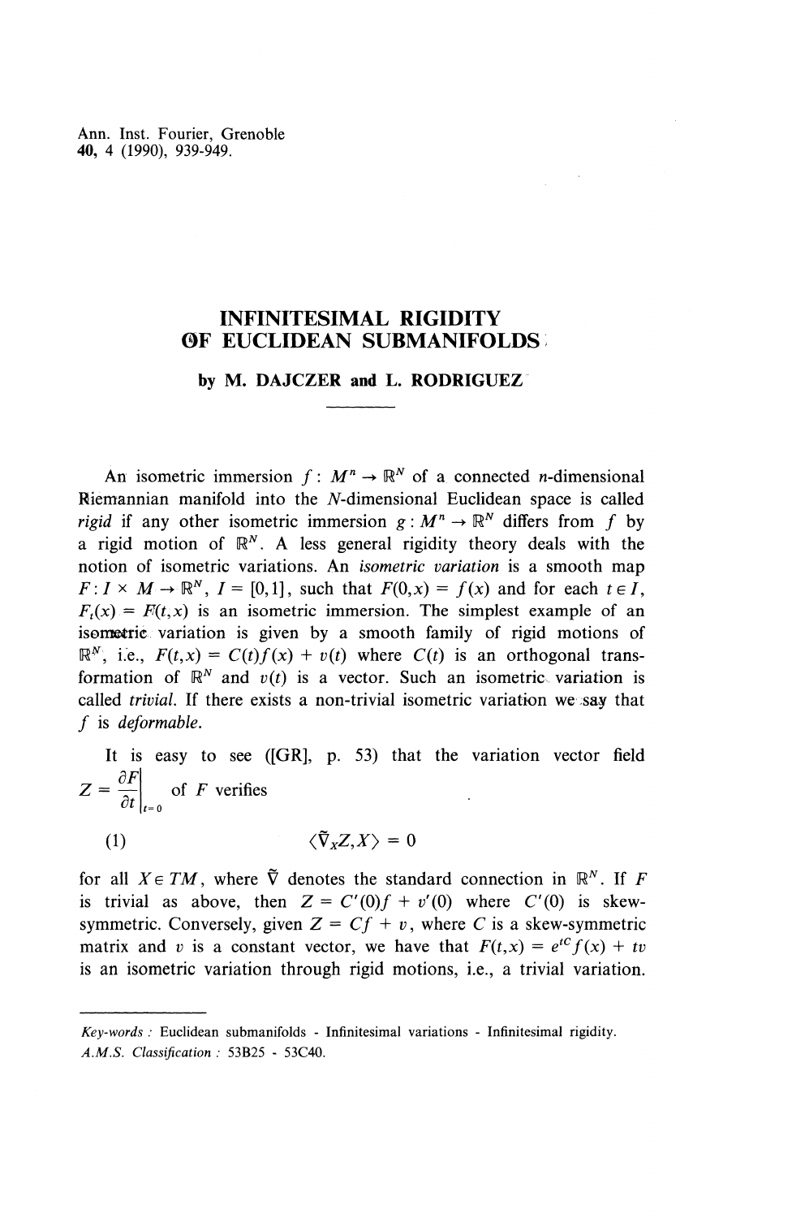Ann. Inst. Fourier, Grenoble
**40**, 4 (1990), 939-949.

# INFINITESIMAL RIGIDITY OF EUCLIDEAN SUBMANIFOLDS

**by M. DAJCZER and L. RODRIGUEZ**

---

An isometric immersion $f : M^n \to \mathbb{R}^N$ of a connected $n$-dimensional Riemannian manifold into the $N$-dimensional Euclidean space is called *rigid* if any other isometric immersion $g : M^n \to \mathbb{R}^N$ differs from $f$ by a rigid motion of $\mathbb{R}^N$. A less general rigidity theory deals with the notion of isometric variations. An *isometric variation* is a smooth map $F : I \times M \to \mathbb{R}^N$, $I = [0,1]$, such that $F(0,x) = f(x)$ and for each $t \in I$, $F_t(x) = F(t,x)$ is an isometric immersion. The simplest example of an isometric variation is given by a smooth family of rigid motions of $\mathbb{R}^N$, i.e., $F(t,x) = C(t)f(x) + v(t)$ where $C(t)$ is an orthogonal transformation of $\mathbb{R}^N$ and $v(t)$ is a vector. Such an isometric variation is called *trivial*. If there exists a non-trivial isometric variation we say that $f$ is *deformable*.

It is easy to see ([GR], p. 53) that the variation vector field $Z = \left.\dfrac{\partial F}{\partial t}\right|_{t=0}$ of $F$ verifies

$$\langle \tilde{\nabla}_X Z, X \rangle = 0 \tag{1}$$

for all $X \in TM$, where $\tilde{\nabla}$ denotes the standard connection in $\mathbb{R}^N$. If $F$ is trivial as above, then $Z = C'(0)f + v'(0)$ where $C'(0)$ is skew-symmetric. Conversely, given $Z = Cf + v$, where $C$ is a skew-symmetric matrix and $v$ is a constant vector, we have that $F(t,x) = e^{tC}f(x) + tv$ is an isometric variation through rigid motions, i.e., a trivial variation.

---

*Key-words* : Euclidean submanifolds - Infinitesimal variations - Infinitesimal rigidity.
*A.M.S. Classification* : 53B25 - 53C40.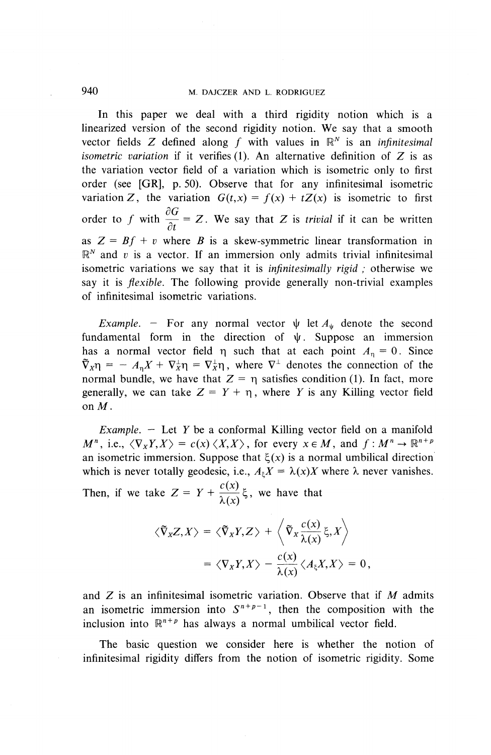In this paper we deal with a third rigidity notion which is a linearized version of the second rigidity notion. We say that a smooth vector fields $Z$ defined along $f$ with values in $\mathbb{R}^N$ is an *infinitesimal isometric variation* if it verifies (1). An alternative definition of $Z$ is as the variation vector field of a variation which is isometric only to first order (see [GR], p. 50). Observe that for any infinitesimal isometric variation $Z$, the variation $G(t,x) = f(x) + tZ(x)$ is isometric to first order to $f$ with $\dfrac{\partial G}{\partial t} = Z$. We say that $Z$ is *trivial* if it can be written as $Z = Bf + v$ where $B$ is a skew-symmetric linear transformation in $\mathbb{R}^N$ and $v$ is a vector. If an immersion only admits trivial infinitesimal isometric variations we say that it is *infinitesimally rigid ;* otherwise we say it is *flexible*. The following provide generally non-trivial examples of infinitesimal isometric variations.

*Example.* — For any normal vector $\psi$ let $A_\psi$ denote the second fundamental form in the direction of $\psi$. Suppose an immersion has a normal vector field $\eta$ such that at each point $A_\eta = 0$. Since $\tilde{\nabla}_X \eta = -A_\eta X + \nabla^\perp_X \eta = \nabla^\perp_X \eta$, where $\nabla^\perp$ denotes the connection of the normal bundle, we have that $Z = \eta$ satisfies condition (1). In fact, more generally, we can take $Z = Y + \eta$, where $Y$ is any Killing vector field on $M$.

*Example.* — Let $Y$ be a conformal Killing vector field on a manifold $M^n$, i.e., $\langle \nabla_X Y, X \rangle = c(x) \langle X, X \rangle$, for every $x \in M$, and $f : M^n \to \mathbb{R}^{n+p}$ an isometric immersion. Suppose that $\xi(x)$ is a normal umbilical direction which is never totally geodesic, i.e., $A_\xi X = \lambda(x) X$ where $\lambda$ never vanishes. Then, if we take $Z = Y + \dfrac{c(x)}{\lambda(x)} \xi$, we have that

$$
\begin{aligned}
\langle \tilde{\nabla}_X Z, X \rangle &= \langle \tilde{\nabla}_X Y, Z \rangle + \left\langle \tilde{\nabla}_X \frac{c(x)}{\lambda(x)} \xi, X \right\rangle \\
&= \langle \nabla_X Y, X \rangle - \frac{c(x)}{\lambda(x)} \langle A_\xi X, X \rangle = 0,
\end{aligned}
$$

and $Z$ is an infinitesimal isometric variation. Observe that if $M$ admits an isometric immersion into $S^{n+p-1}$, then the composition with the inclusion into $\mathbb{R}^{n+p}$ has always a normal umbilical vector field.

The basic question we consider here is whether the notion of infinitesimal rigidity differs from the notion of isometric rigidity. Some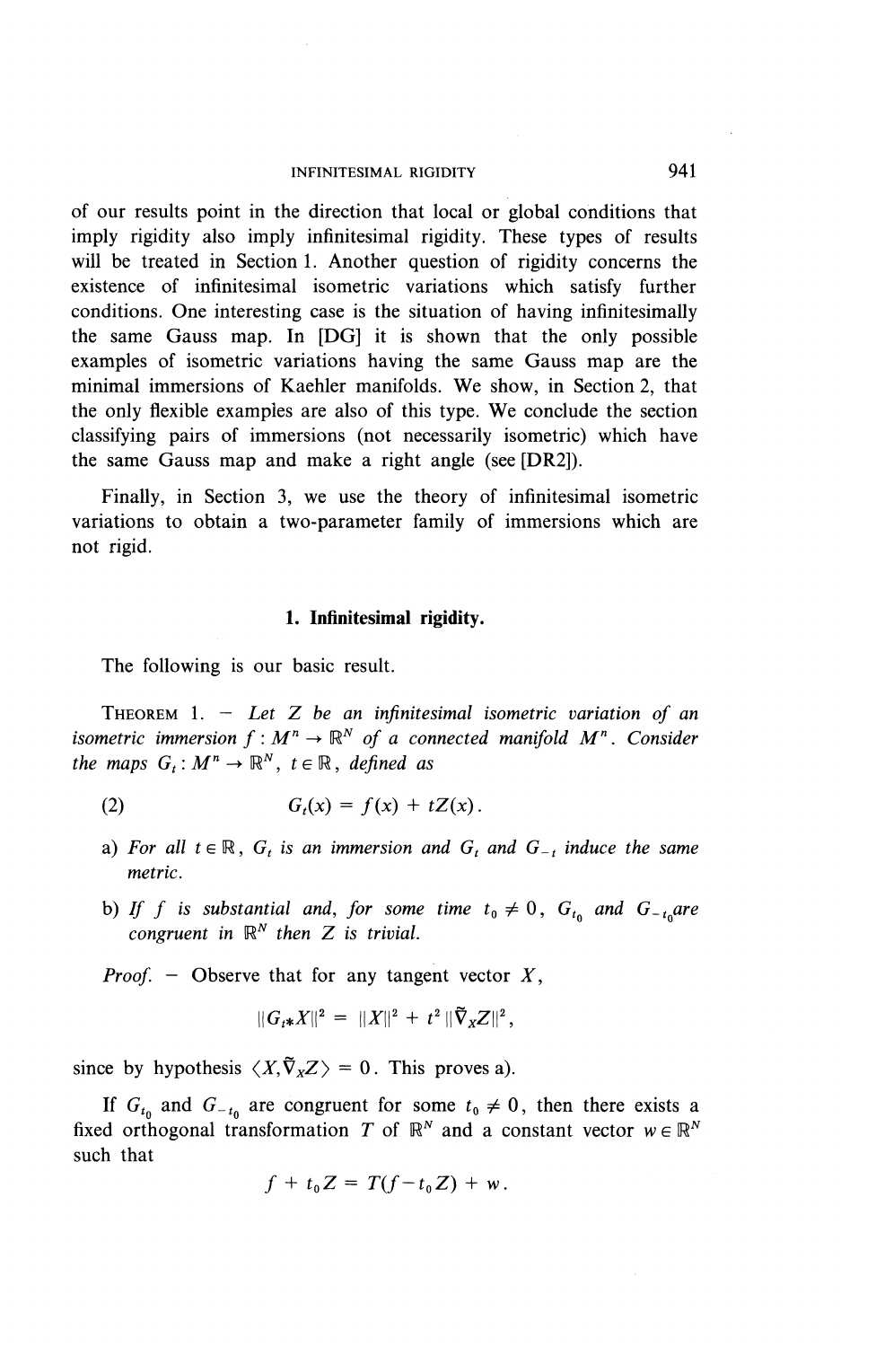of our results point in the direction that local or global conditions that imply rigidity also imply infinitesimal rigidity. These types of results will be treated in Section 1. Another question of rigidity concerns the existence of infinitesimal isometric variations which satisfy further conditions. One interesting case is the situation of having infinitesimally the same Gauss map. In [DG] it is shown that the only possible examples of isometric variations having the same Gauss map are the minimal immersions of Kaehler manifolds. We show, in Section 2, that the only flexible examples are also of this type. We conclude the section classifying pairs of immersions (not necessarily isometric) which have the same Gauss map and make a right angle (see [DR2]).

Finally, in Section 3, we use the theory of infinitesimal isometric variations to obtain a two-parameter family of immersions which are not rigid.

## 1. Infinitesimal rigidity.

The following is our basic result.

THEOREM 1. — *Let $Z$ be an infinitesimal isometric variation of an isometric immersion $f : M^n \to \mathbb{R}^N$ of a connected manifold $M^n$. Consider the maps $G_t : M^n \to \mathbb{R}^N$, $t \in \mathbb{R}$, defined as*

$$G_t(x) = f(x) + tZ(x). \tag{2}$$

a) *For all $t \in \mathbb{R}$, $G_t$ is an immersion and $G_t$ and $G_{-t}$ induce the same metric.*

b) *If $f$ is substantial and, for some time $t_0 \neq 0$, $G_{t_0}$ and $G_{-t_0}$ are congruent in $\mathbb{R}^N$ then $Z$ is trivial.*

*Proof.* — Observe that for any tangent vector $X$,

$$\|G_{t*}X\|^2 = \|X\|^2 + t^2 \|\tilde{\nabla}_X Z\|^2,$$

since by hypothesis $\langle X, \tilde{\nabla}_X Z \rangle = 0$. This proves a).

If $G_{t_0}$ and $G_{-t_0}$ are congruent for some $t_0 \neq 0$, then there exists a fixed orthogonal transformation $T$ of $\mathbb{R}^N$ and a constant vector $w \in \mathbb{R}^N$ such that

$$f + t_0 Z = T(f - t_0 Z) + w.$$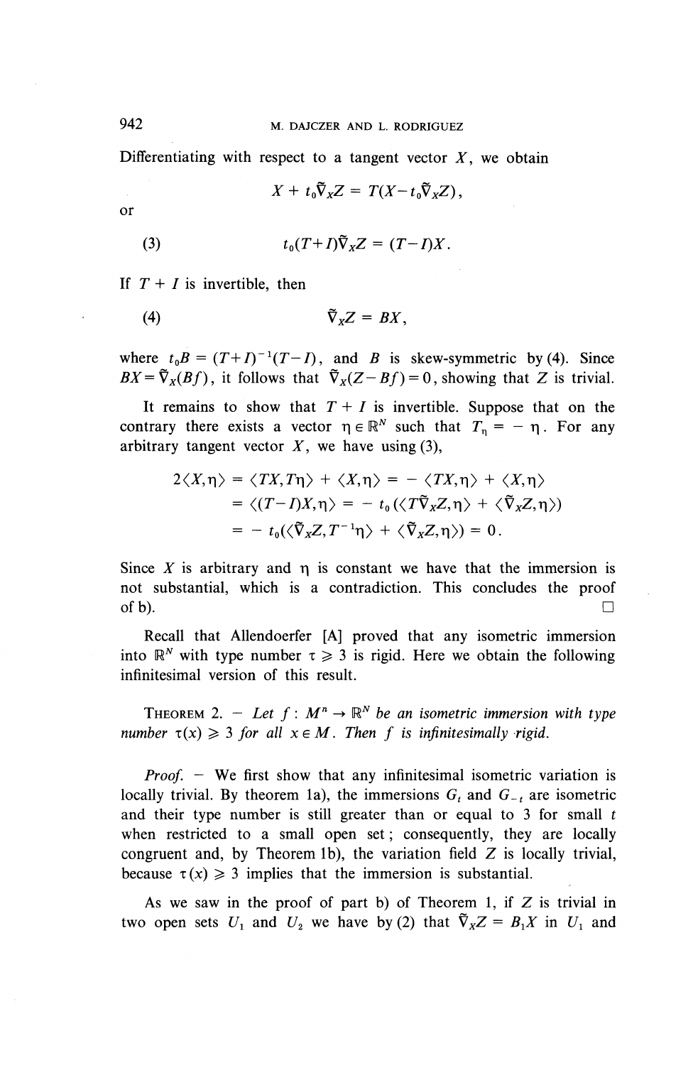Differentiating with respect to a tangent vector $X$, we obtain

$$X + t_0\tilde{\nabla}_X Z = T(X - t_0\tilde{\nabla}_X Z),$$

or

$$t_0(T+I)\tilde{\nabla}_X Z = (T-I)X. \tag{3}$$

If $T + I$ is invertible, then

$$\tilde{\nabla}_X Z = BX, \tag{4}$$

where $t_0 B = (T+I)^{-1}(T-I)$, and $B$ is skew-symmetric by (4). Since $BX = \tilde{\nabla}_X(Bf)$, it follows that $\tilde{\nabla}_X(Z - Bf) = 0$, showing that $Z$ is trivial.

It remains to show that $T + I$ is invertible. Suppose that on the contrary there exists a vector $\eta \in \mathbb{R}^N$ such that $T_\eta = -\eta$. For any arbitrary tangent vector $X$, we have using (3),

$$\begin{aligned}
2\langle X,\eta\rangle &= \langle TX, T\eta\rangle + \langle X,\eta\rangle = -\langle TX,\eta\rangle + \langle X,\eta\rangle \\
&= \langle (T-I)X,\eta\rangle = -t_0(\langle T\tilde{\nabla}_X Z,\eta\rangle + \langle \tilde{\nabla}_X Z,\eta\rangle) \\
&= -t_0(\langle \tilde{\nabla}_X Z, T^{-1}\eta\rangle + \langle \tilde{\nabla}_X Z,\eta\rangle) = 0.
\end{aligned}$$

Since $X$ is arbitrary and $\eta$ is constant we have that the immersion is not substantial, which is a contradiction. This concludes the proof of b). □

Recall that Allendoerfer [A] proved that any isometric immersion into $\mathbb{R}^N$ with type number $\tau \geqslant 3$ is rigid. Here we obtain the following infinitesimal version of this result.

THEOREM 2. — *Let $f : M^n \to \mathbb{R}^N$ be an isometric immersion with type number $\tau(x) \geqslant 3$ for all $x \in M$. Then $f$ is infinitesimally rigid.*

*Proof.* — We first show that any infinitesimal isometric variation is locally trivial. By theorem 1a), the immersions $G_t$ and $G_{-t}$ are isometric and their type number is still greater than or equal to 3 for small $t$ when restricted to a small open set; consequently, they are locally congruent and, by Theorem 1b), the variation field $Z$ is locally trivial, because $\tau(x) \geqslant 3$ implies that the immersion is substantial.

As we saw in the proof of part b) of Theorem 1, if $Z$ is trivial in two open sets $U_1$ and $U_2$ we have by (2) that $\tilde{\nabla}_X Z = B_1 X$ in $U_1$ and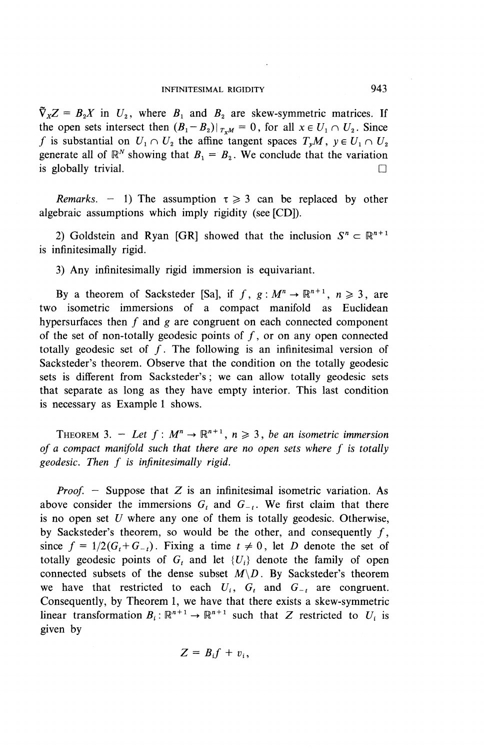$\tilde{\nabla}_X Z = B_2 X$ in $U_2$, where $B_1$ and $B_2$ are skew-symmetric matrices. If the open sets intersect then $(B_1 - B_2)|_{T_x M} = 0$, for all $x \in U_1 \cap U_2$. Since $f$ is substantial on $U_1 \cap U_2$ the affine tangent spaces $T_y M$, $y \in U_1 \cap U_2$ generate all of $\mathbb{R}^N$ showing that $B_1 = B_2$. We conclude that the variation is globally trivial. □

*Remarks.* — 1) The assumption $\tau \geqslant 3$ can be replaced by other algebraic assumptions which imply rigidity (see [CD]).

2) Goldstein and Ryan [GR] showed that the inclusion $S^n \subset \mathbb{R}^{n+1}$ is infinitesimally rigid.

3) Any infinitesimally rigid immersion is equivariant.

By a theorem of Sacksteder [Sa], if $f$, $g : M^n \to \mathbb{R}^{n+1}$, $n \geqslant 3$, are two isometric immersions of a compact manifold as Euclidean hypersurfaces then $f$ and $g$ are congruent on each connected component of the set of non-totally geodesic points of $f$, or on any open connected totally geodesic set of $f$. The following is an infinitesimal version of Sacksteder's theorem. Observe that the condition on the totally geodesic sets is different from Sacksteder's ; we can allow totally geodesic sets that separate as long as they have empty interior. This last condition is necessary as Example 1 shows.

THEOREM 3. — *Let $f : M^n \to \mathbb{R}^{n+1}$, $n \geqslant 3$, be an isometric immersion of a compact manifold such that there are no open sets where $f$ is totally geodesic. Then $f$ is infinitesimally rigid.*

*Proof.* — Suppose that $Z$ is an infinitesimal isometric variation. As above consider the immersions $G_t$ and $G_{-t}$. We first claim that there is no open set $U$ where any one of them is totally geodesic. Otherwise, by Sacksteder's theorem, so would be the other, and consequently $f$, since $f = 1/2(G_t + G_{-t})$. Fixing a time $t \neq 0$, let $D$ denote the set of totally geodesic points of $G_t$ and let $\{U_i\}$ denote the family of open connected subsets of the dense subset $M \backslash D$. By Sacksteder's theorem we have that restricted to each $U_i$, $G_t$ and $G_{-t}$ are congruent. Consequently, by Theorem 1, we have that there exists a skew-symmetric linear transformation $B_i : \mathbb{R}^{n+1} \to \mathbb{R}^{n+1}$ such that $Z$ restricted to $U_i$ is given by

$$Z = B_i f + v_i,$$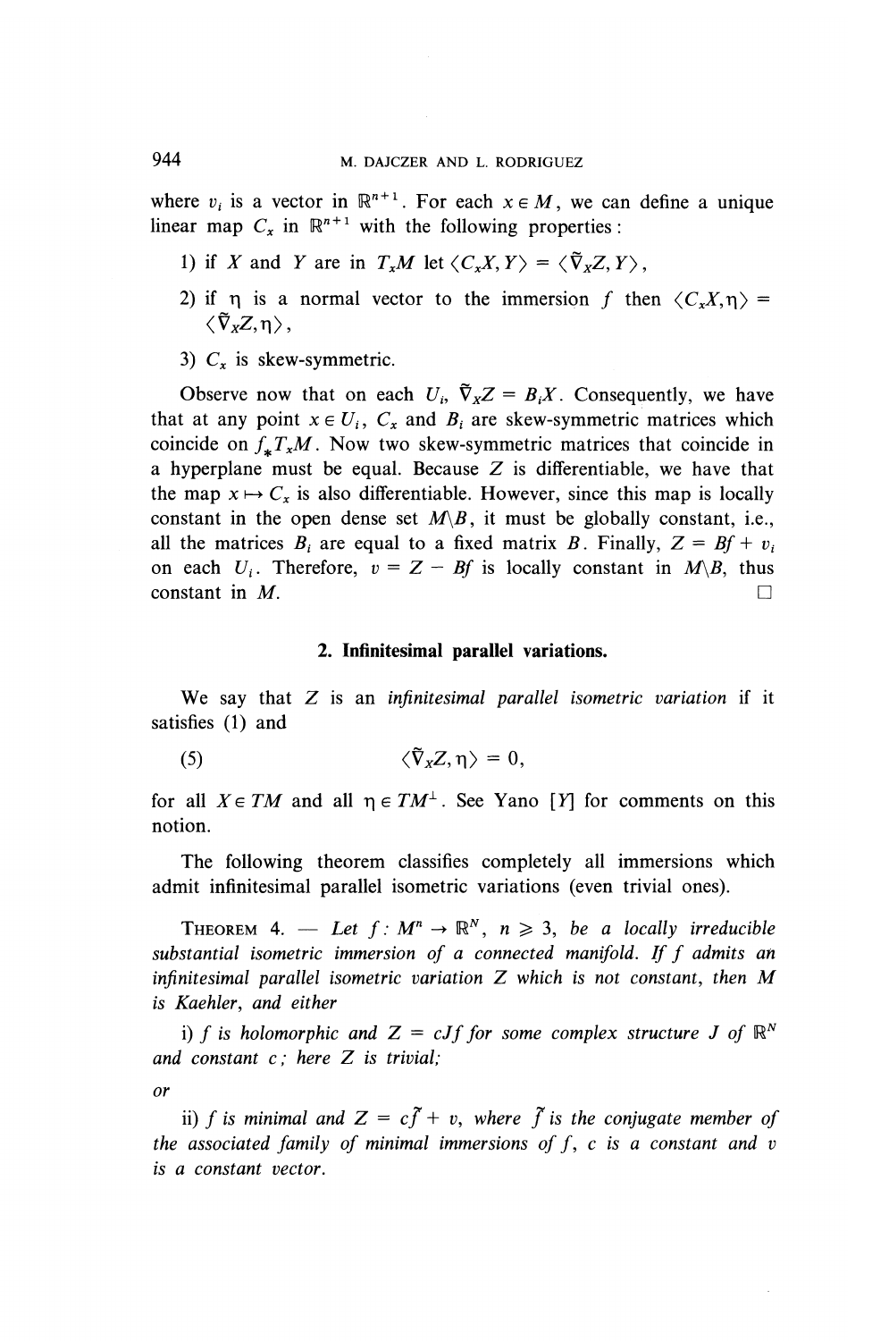where $v_i$ is a vector in $\mathbb{R}^{n+1}$. For each $x \in M$, we can define a unique linear map $C_x$ in $\mathbb{R}^{n+1}$ with the following properties:

1) if $X$ and $Y$ are in $T_xM$ let $\langle C_xX, Y\rangle = \langle \tilde{\nabla}_X Z, Y\rangle$,

2) if $\eta$ is a normal vector to the immersion $f$ then $\langle C_xX, \eta\rangle = \langle \tilde{\nabla}_X Z, \eta\rangle$,

3) $C_x$ is skew-symmetric.

Observe now that on each $U_i$, $\tilde{\nabla}_X Z = B_i X$. Consequently, we have that at any point $x \in U_i$, $C_x$ and $B_i$ are skew-symmetric matrices which coincide on $f_* T_x M$. Now two skew-symmetric matrices that coincide in a hyperplane must be equal. Because $Z$ is differentiable, we have that the map $x \mapsto C_x$ is also differentiable. However, since this map is locally constant in the open dense set $M \backslash B$, it must be globally constant, i.e., all the matrices $B_i$ are equal to a fixed matrix $B$. Finally, $Z = Bf + v_i$ on each $U_i$. Therefore, $v = Z - Bf$ is locally constant in $M \backslash B$, thus constant in $M$. □

## 2. Infinitesimal parallel variations.

We say that $Z$ is an *infinitesimal parallel isometric variation* if it satisfies (1) and

$$(5) \qquad \langle \tilde{\nabla}_X Z, \eta\rangle = 0,$$

for all $X \in TM$ and all $\eta \in TM^{\perp}$. See Yano [Y] for comments on this notion.

The following theorem classifies completely all immersions which admit infinitesimal parallel isometric variations (even trivial ones).

THEOREM 4. — *Let $f : M^n \to \mathbb{R}^N$, $n \geqslant 3$, be a locally irreducible substantial isometric immersion of a connected manifold. If $f$ admits an infinitesimal parallel isometric variation $Z$ which is not constant, then $M$ is Kaehler, and either*

*i) $f$ is holomorphic and $Z = cJf$ for some complex structure $J$ of $\mathbb{R}^N$ and constant $c$; here $Z$ is trivial;*

*or*

*ii) $f$ is minimal and $Z = c\tilde{f} + v$, where $\tilde{f}$ is the conjugate member of the associated family of minimal immersions of $f$, $c$ is a constant and $v$ is a constant vector.*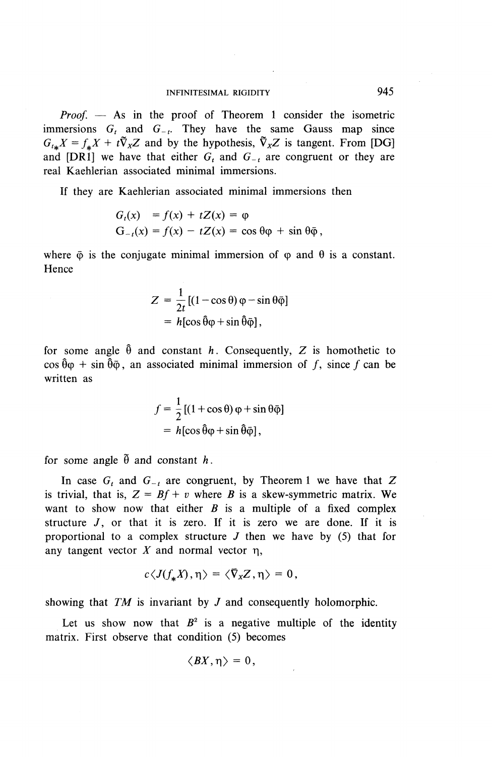*Proof.* — As in the proof of Theorem 1 consider the isometric immersions $G_t$ and $G_{-t}$. They have the same Gauss map since $G_{t*}X = f_*X + t\tilde{\nabla}_X Z$ and by the hypothesis, $\tilde{\nabla}_X Z$ is tangent. From [DG] and [DR1] we have that either $G_t$ and $G_{-t}$ are congruent or they are real Kaehlerian associated minimal immersions.

If they are Kaehlerian associated minimal immersions then

$$
\begin{aligned}
G_t(x) &= f(x) + tZ(x) = \varphi \\
G_{-t}(x) &= f(x) - tZ(x) = \cos\theta\varphi + \sin\theta\bar{\varphi},
\end{aligned}
$$

where $\bar{\varphi}$ is the conjugate minimal immersion of $\varphi$ and $\theta$ is a constant. Hence

$$
\begin{aligned}
Z &= \frac{1}{2t}[(1-\cos\theta)\varphi - \sin\theta\bar{\varphi}] \\
&= h[\cos\hat{\theta}\varphi + \sin\hat{\theta}\bar{\varphi}],
\end{aligned}
$$

for some angle $\hat{\theta}$ and constant $h$. Consequently, $Z$ is homothetic to $\cos\hat{\theta}\varphi + \sin\hat{\theta}\bar{\varphi}$, an associated minimal immersion of $f$, since $f$ can be written as

$$
\begin{aligned}
f &= \frac{1}{2}[(1+\cos\theta)\varphi + \sin\theta\bar{\varphi}] \\
&= h[\cos\hat{\theta}\varphi + \sin\hat{\theta}\bar{\varphi}],
\end{aligned}
$$

for some angle $\tilde{\theta}$ and constant $h$.

In case $G_t$ and $G_{-t}$ are congruent, by Theorem 1 we have that $Z$ is trivial, that is, $Z = Bf + v$ where $B$ is a skew-symmetric matrix. We want to show now that either $B$ is a multiple of a fixed complex structure $J$, or that it is zero. If it is zero we are done. If it is proportional to a complex structure $J$ then we have by (5) that for any tangent vector $X$ and normal vector $\eta$,

$$
c\langle J(f_*X), \eta\rangle = \langle \tilde{\nabla}_X Z, \eta\rangle = 0,
$$

showing that $TM$ is invariant by $J$ and consequently holomorphic.

Let us show now that $B^2$ is a negative multiple of the identity matrix. First observe that condition (5) becomes

$$
\langle BX, \eta\rangle = 0,
$$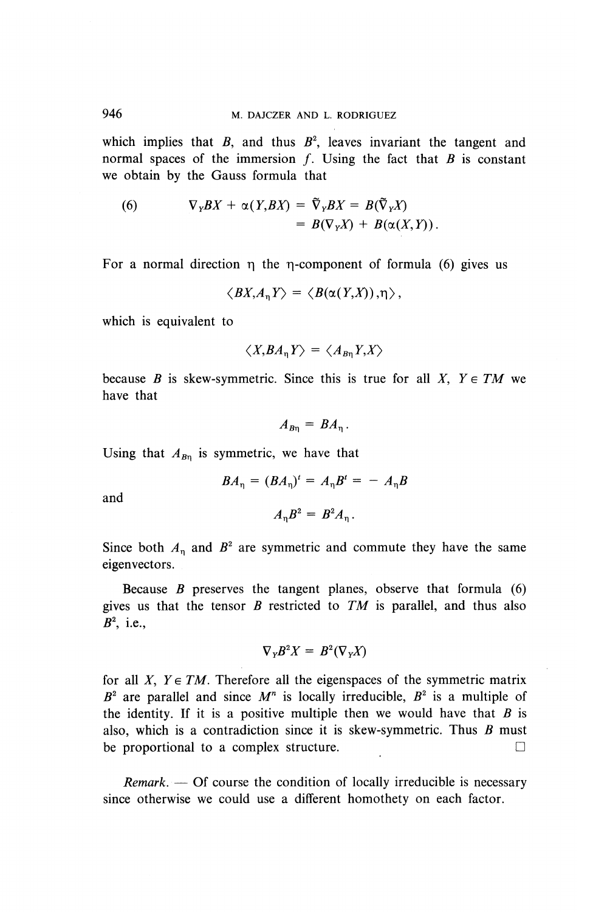which implies that $B$, and thus $B^2$, leaves invariant the tangent and normal spaces of the immersion $f$. Using the fact that $B$ is constant we obtain by the Gauss formula that

$$
\begin{aligned}
(6) \qquad \nabla_Y BX + \alpha(Y, BX) &= \tilde{\nabla}_Y BX = B(\tilde{\nabla}_Y X) \\
&= B(\nabla_Y X) + B(\alpha(X,Y)).
\end{aligned}
$$

For a normal direction $\eta$ the $\eta$-component of formula (6) gives us

$$\langle BX, A_\eta Y\rangle = \langle B(\alpha(Y,X)), \eta\rangle,$$

which is equivalent to

$$\langle X, BA_\eta Y\rangle = \langle A_{B\eta} Y, X\rangle$$

because $B$ is skew-symmetric. Since this is true for all $X$, $Y \in TM$ we have that

$$A_{B\eta} = BA_\eta .$$

Using that $A_{B\eta}$ is symmetric, we have that

$$BA_\eta = (BA_\eta)^t = A_\eta B^t = -A_\eta B$$

and

$$A_\eta B^2 = B^2 A_\eta .$$

Since both $A_\eta$ and $B^2$ are symmetric and commute they have the same eigenvectors.

Because $B$ preserves the tangent planes, observe that formula (6) gives us that the tensor $B$ restricted to $TM$ is parallel, and thus also $B^2$, i.e.,

$$\nabla_Y B^2 X = B^2(\nabla_Y X)$$

for all $X$, $Y \in TM$. Therefore all the eigenspaces of the symmetric matrix $B^2$ are parallel and since $M^n$ is locally irreducible, $B^2$ is a multiple of the identity. If it is a positive multiple then we would have that $B$ is also, which is a contradiction since it is skew-symmetric. Thus $B$ must be proportional to a complex structure. □

*Remark*. — Of course the condition of locally irreducible is necessary since otherwise we could use a different homothety on each factor.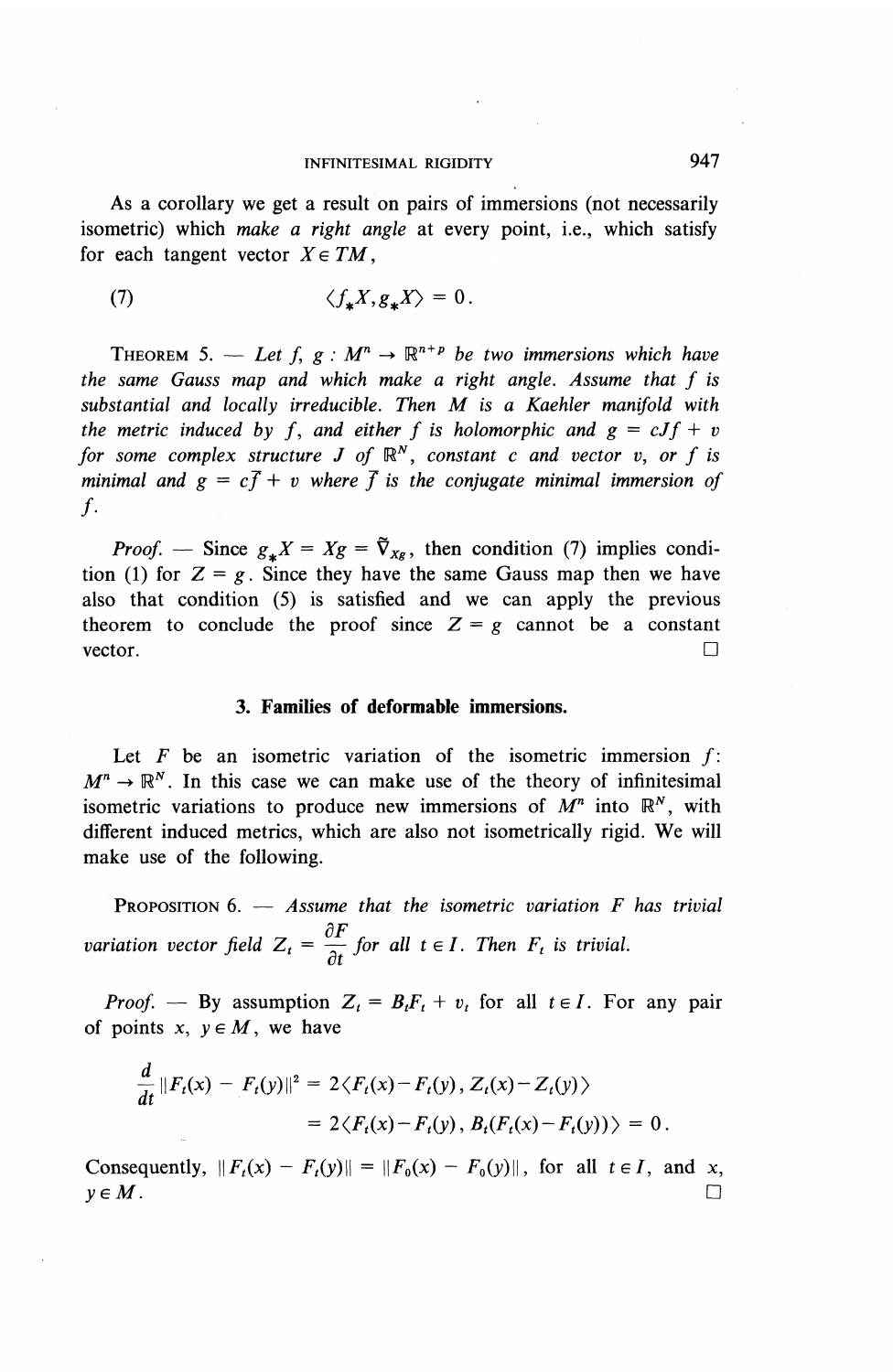As a corollary we get a result on pairs of immersions (not necessarily isometric) which *make a right angle* at every point, i.e., which satisfy for each tangent vector $X \in TM$,

$$\langle f_* X, g_* X \rangle = 0. \tag{7}$$

THEOREM 5. — *Let $f, g: M^n \to \mathbb{R}^{n+p}$ be two immersions which have the same Gauss map and which make a right angle. Assume that $f$ is substantial and locally irreducible. Then $M$ is a Kaehler manifold with the metric induced by $f$, and either $f$ is holomorphic and $g = cJf + v$ for some complex structure $J$ of $\mathbb{R}^N$, constant $c$ and vector $v$, or $f$ is minimal and $g = c\bar{f} + v$ where $\bar{f}$ is the conjugate minimal immersion of $f$.*

*Proof.* — Since $g_* X = Xg = \tilde{\nabla}_X g$, then condition (7) implies condition (1) for $Z = g$. Since they have the same Gauss map then we have also that condition (5) is satisfied and we can apply the previous theorem to conclude the proof since $Z = g$ cannot be a constant vector. □

## 3. Families of deformable immersions.

Let $F$ be an isometric variation of the isometric immersion $f$: $M^n \to \mathbb{R}^N$. In this case we can make use of the theory of infinitesimal isometric variations to produce new immersions of $M^n$ into $\mathbb{R}^N$, with different induced metrics, which are also not isometrically rigid. We will make use of the following.

PROPOSITION 6. — *Assume that the isometric variation $F$ has trivial variation vector field $Z_t = \dfrac{\partial F}{\partial t}$ for all $t \in I$. Then $F_t$ is trivial.*

*Proof.* — By assumption $Z_t = B_t F_t + v_t$ for all $t \in I$. For any pair of points $x, y \in M$, we have

$$\begin{aligned}
\frac{d}{dt}\|F_t(x) - F_t(y)\|^2 &= 2\langle F_t(x) - F_t(y), Z_t(x) - Z_t(y)\rangle \\
&= 2\langle F_t(x) - F_t(y), B_t(F_t(x) - F_t(y))\rangle = 0.
\end{aligned}$$

Consequently, $\|F_t(x) - F_t(y)\| = \|F_0(x) - F_0(y)\|$, for all $t \in I$, and $x, y \in M$. □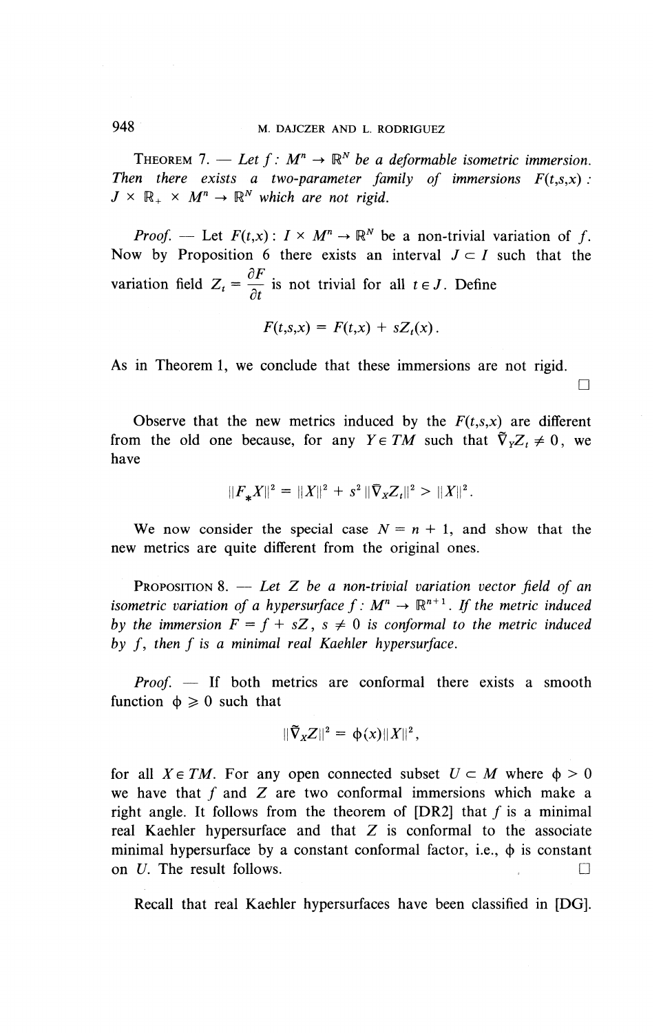**Theorem 7.** — *Let $f : M^n \to \mathbb{R}^N$ be a deformable isometric immersion. Then there exists a two-parameter family of immersions $F(t,s,x)$ : $J \times \mathbb{R}_+ \times M^n \to \mathbb{R}^N$ which are not rigid.*

*Proof.* — Let $F(t,x) : I \times M^n \to \mathbb{R}^N$ be a non-trivial variation of $f$. Now by Proposition 6 there exists an interval $J \subset I$ such that the variation field $Z_t = \dfrac{\partial F}{\partial t}$ is not trivial for all $t \in J$. Define

$$F(t,s,x) = F(t,x) + sZ_t(x).$$

As in Theorem 1, we conclude that these immersions are not rigid. □

Observe that the new metrics induced by the $F(t,s,x)$ are different from the old one because, for any $Y \in TM$ such that $\tilde{\nabla}_Y Z_t \neq 0$, we have

$$\|F_* X\|^2 = \|X\|^2 + s^2 \|\tilde{\nabla}_X Z_t\|^2 > \|X\|^2.$$

We now consider the special case $N = n + 1$, and show that the new metrics are quite different from the original ones.

**Proposition 8.** — *Let $Z$ be a non-trivial variation vector field of an isometric variation of a hypersurface $f : M^n \to \mathbb{R}^{n+1}$. If the metric induced by the immersion $F = f + sZ$, $s \neq 0$ is conformal to the metric induced by $f$, then $f$ is a minimal real Kaehler hypersurface.*

*Proof.* — If both metrics are conformal there exists a smooth function $\phi \geqslant 0$ such that

$$\|\tilde{\nabla}_X Z\|^2 = \phi(x)\|X\|^2,$$

for all $X \in TM$. For any open connected subset $U \subset M$ where $\phi > 0$ we have that $f$ and $Z$ are two conformal immersions which make a right angle. It follows from the theorem of [DR2] that $f$ is a minimal real Kaehler hypersurface and that $Z$ is conformal to the associate minimal hypersurface by a constant conformal factor, i.e., $\phi$ is constant on $U$. The result follows. □

Recall that real Kaehler hypersurfaces have been classified in [DG].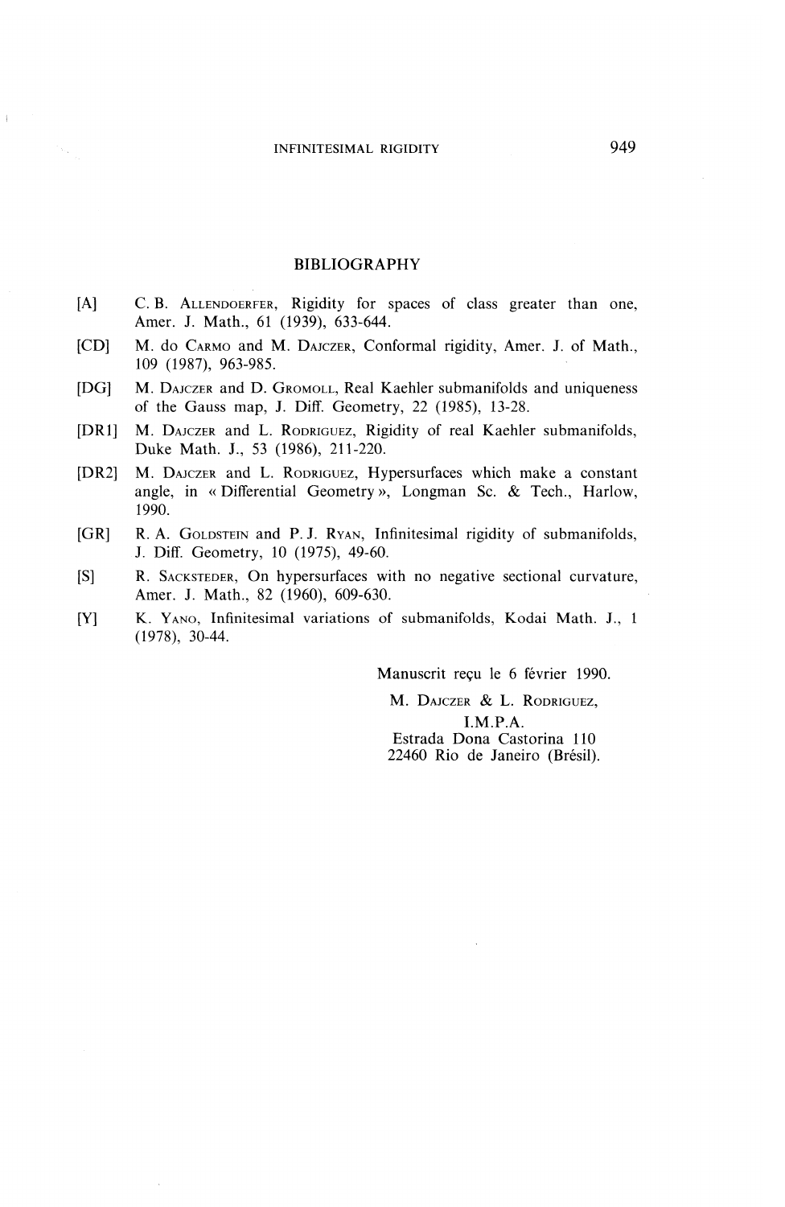## BIBLIOGRAPHY

[A] C. B. Allendoerfer, Rigidity for spaces of class greater than one, Amer. J. Math., 61 (1939), 633-644.

[CD] M. do Carmo and M. Dajczer, Conformal rigidity, Amer. J. of Math., 109 (1987), 963-985.

[DG] M. Dajczer and D. Gromoll, Real Kaehler submanifolds and uniqueness of the Gauss map, J. Diff. Geometry, 22 (1985), 13-28.

[DR1] M. Dajczer and L. Rodriguez, Rigidity of real Kaehler submanifolds, Duke Math. J., 53 (1986), 211-220.

[DR2] M. Dajczer and L. Rodriguez, Hypersurfaces which make a constant angle, in « Differential Geometry », Longman Sc. & Tech., Harlow, 1990.

[GR] R. A. Goldstein and P. J. Ryan, Infinitesimal rigidity of submanifolds, J. Diff. Geometry, 10 (1975), 49-60.

[S] R. Sacksteder, On hypersurfaces with no negative sectional curvature, Amer. J. Math., 82 (1960), 609-630.

[Y] K. Yano, Infinitesimal variations of submanifolds, Kodai Math. J., 1 (1978), 30-44.

Manuscrit reçu le 6 février 1990.

M. Dajczer & L. Rodriguez,
I.M.P.A.
Estrada Dona Castorina 110
22460 Rio de Janeiro (Brésil).